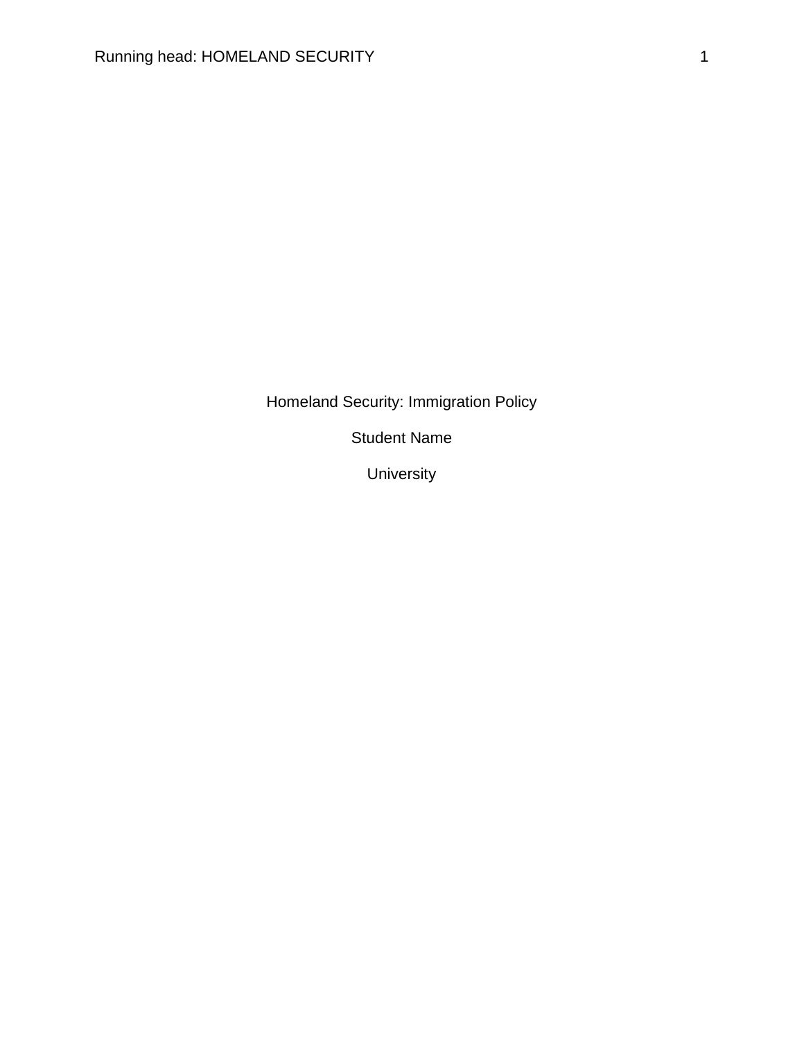Homeland Security: Immigration Policy

Student Name

University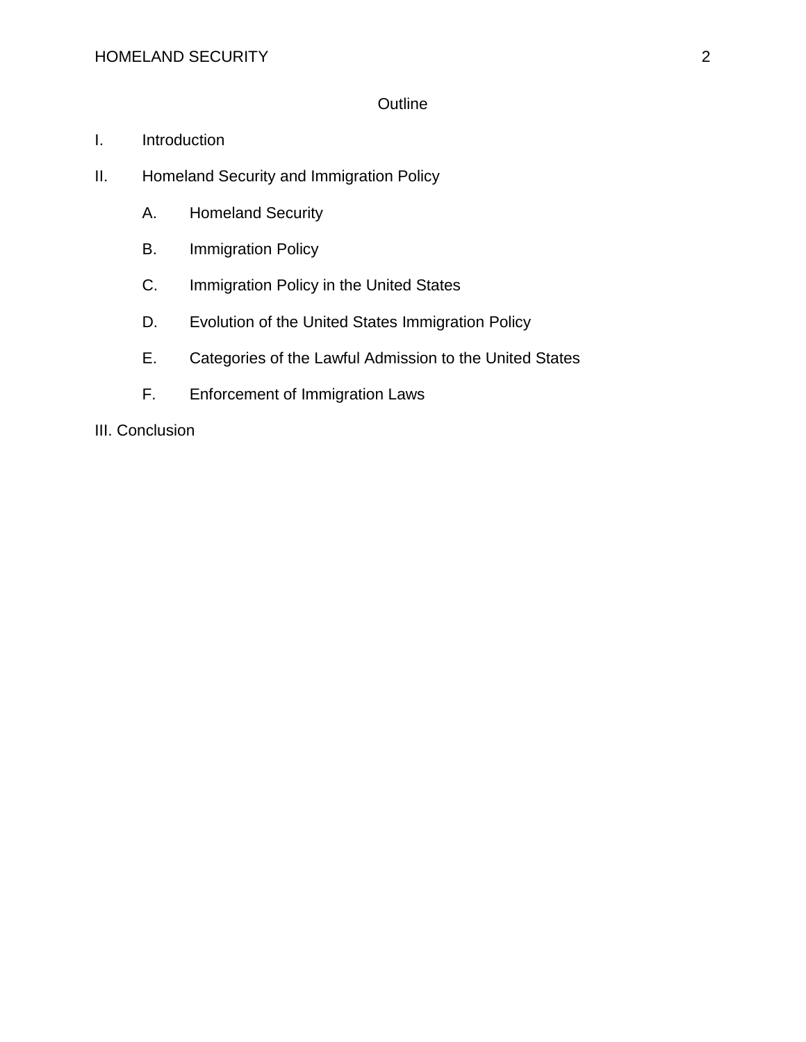# Outline

I. Introduction

II. Homeland Security and Immigration Policy

   A. Homeland Security

   B. Immigration Policy

   C. Immigration Policy in the United States

   D. Evolution of the United States Immigration Policy

   E. Categories of the Lawful Admission to the United States

   F. Enforcement of Immigration Laws

III. Conclusion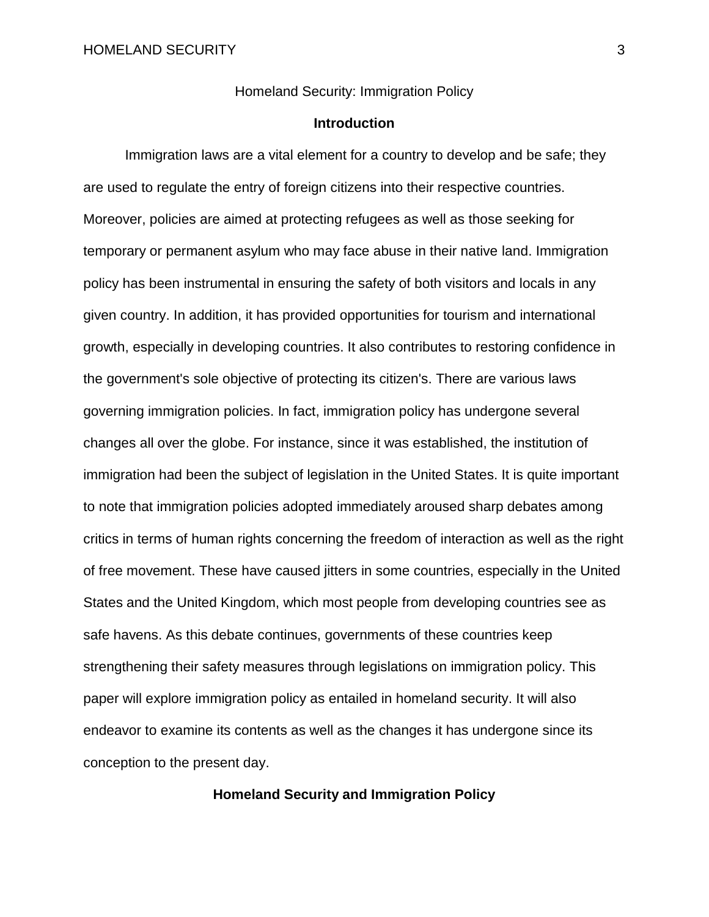Homeland Security: Immigration Policy

## Introduction

Immigration laws are a vital element for a country to develop and be safe; they are used to regulate the entry of foreign citizens into their respective countries. Moreover, policies are aimed at protecting refugees as well as those seeking for temporary or permanent asylum who may face abuse in their native land. Immigration policy has been instrumental in ensuring the safety of both visitors and locals in any given country. In addition, it has provided opportunities for tourism and international growth, especially in developing countries. It also contributes to restoring confidence in the government's sole objective of protecting its citizen's. There are various laws governing immigration policies. In fact, immigration policy has undergone several changes all over the globe. For instance, since it was established, the institution of immigration had been the subject of legislation in the United States. It is quite important to note that immigration policies adopted immediately aroused sharp debates among critics in terms of human rights concerning the freedom of interaction as well as the right of free movement. These have caused jitters in some countries, especially in the United States and the United Kingdom, which most people from developing countries see as safe havens. As this debate continues, governments of these countries keep strengthening their safety measures through legislations on immigration policy. This paper will explore immigration policy as entailed in homeland security. It will also endeavor to examine its contents as well as the changes it has undergone since its conception to the present day.

## Homeland Security and Immigration Policy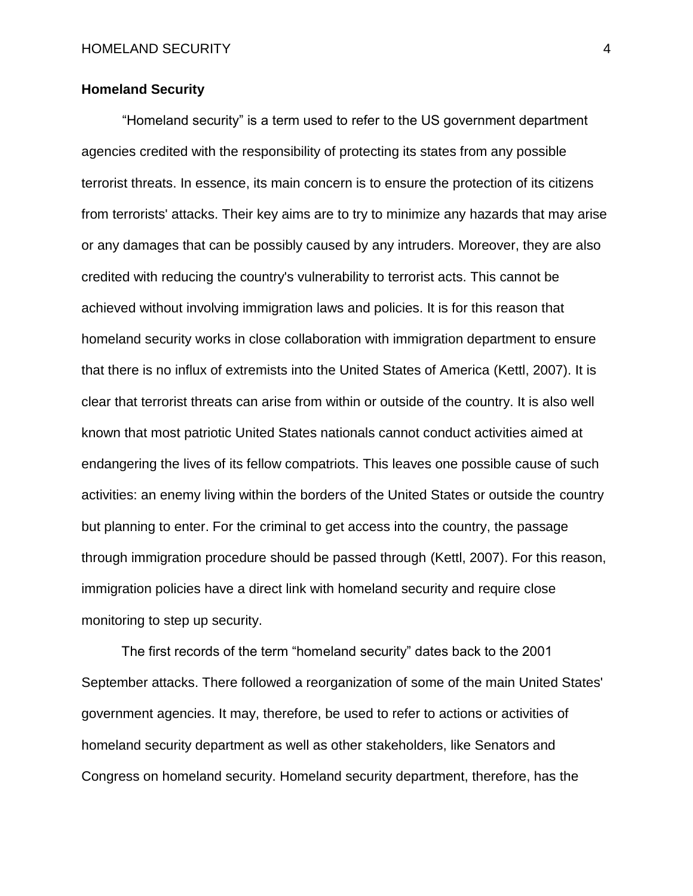**Homeland Security**

"Homeland security" is a term used to refer to the US government department agencies credited with the responsibility of protecting its states from any possible terrorist threats. In essence, its main concern is to ensure the protection of its citizens from terrorists' attacks. Their key aims are to try to minimize any hazards that may arise or any damages that can be possibly caused by any intruders. Moreover, they are also credited with reducing the country's vulnerability to terrorist acts. This cannot be achieved without involving immigration laws and policies. It is for this reason that homeland security works in close collaboration with immigration department to ensure that there is no influx of extremists into the United States of America (Kettl, 2007). It is clear that terrorist threats can arise from within or outside of the country. It is also well known that most patriotic United States nationals cannot conduct activities aimed at endangering the lives of its fellow compatriots. This leaves one possible cause of such activities: an enemy living within the borders of the United States or outside the country but planning to enter. For the criminal to get access into the country, the passage through immigration procedure should be passed through (Kettl, 2007). For this reason, immigration policies have a direct link with homeland security and require close monitoring to step up security.

The first records of the term "homeland security" dates back to the 2001 September attacks. There followed a reorganization of some of the main United States' government agencies. It may, therefore, be used to refer to actions or activities of homeland security department as well as other stakeholders, like Senators and Congress on homeland security. Homeland security department, therefore, has the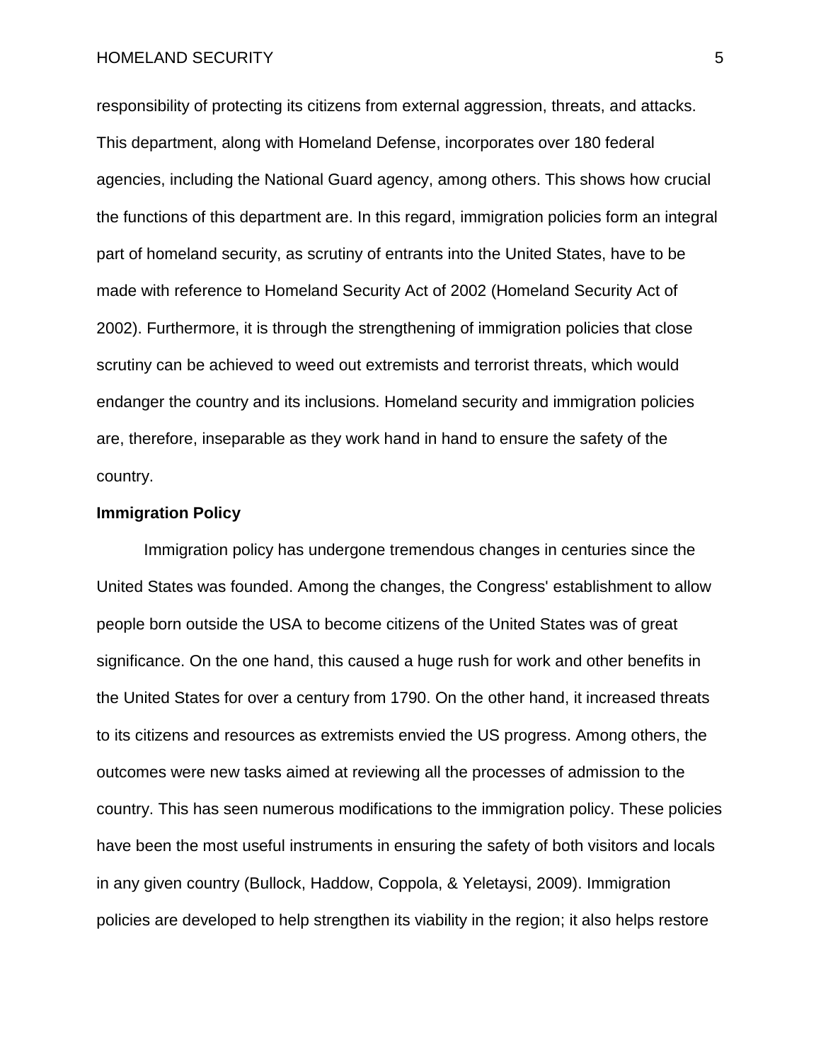responsibility of protecting its citizens from external aggression, threats, and attacks. This department, along with Homeland Defense, incorporates over 180 federal agencies, including the National Guard agency, among others. This shows how crucial the functions of this department are. In this regard, immigration policies form an integral part of homeland security, as scrutiny of entrants into the United States, have to be made with reference to Homeland Security Act of 2002 (Homeland Security Act of 2002). Furthermore, it is through the strengthening of immigration policies that close scrutiny can be achieved to weed out extremists and terrorist threats, which would endanger the country and its inclusions. Homeland security and immigration policies are, therefore, inseparable as they work hand in hand to ensure the safety of the country.

**Immigration Policy**

Immigration policy has undergone tremendous changes in centuries since the United States was founded. Among the changes, the Congress' establishment to allow people born outside the USA to become citizens of the United States was of great significance. On the one hand, this caused a huge rush for work and other benefits in the United States for over a century from 1790. On the other hand, it increased threats to its citizens and resources as extremists envied the US progress. Among others, the outcomes were new tasks aimed at reviewing all the processes of admission to the country. This has seen numerous modifications to the immigration policy. These policies have been the most useful instruments in ensuring the safety of both visitors and locals in any given country (Bullock, Haddow, Coppola, & Yeletaysi, 2009). Immigration policies are developed to help strengthen its viability in the region; it also helps restore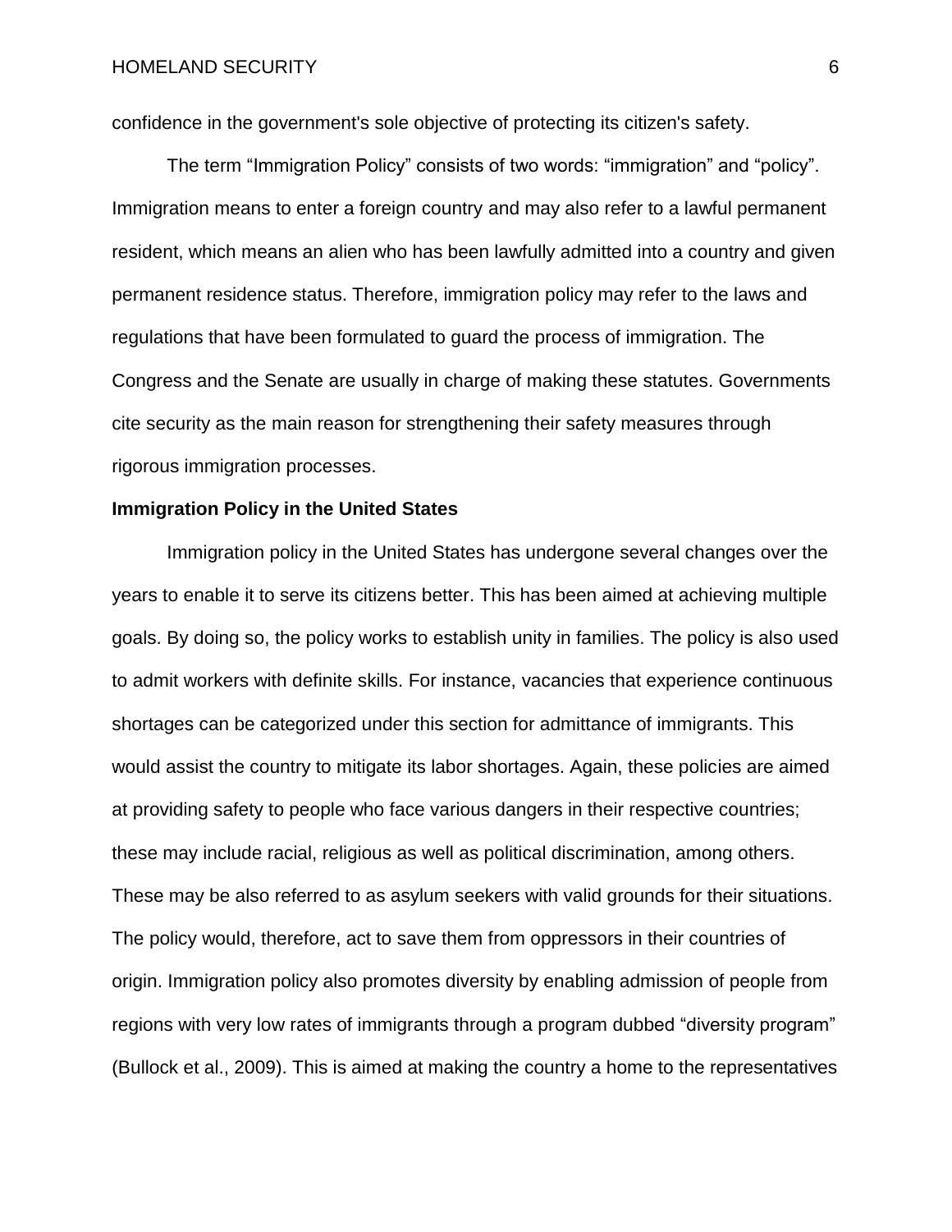confidence in the government's sole objective of protecting its citizen's safety.

The term “Immigration Policy” consists of two words: “immigration” and “policy”. Immigration means to enter a foreign country and may also refer to a lawful permanent resident, which means an alien who has been lawfully admitted into a country and given permanent residence status. Therefore, immigration policy may refer to the laws and regulations that have been formulated to guard the process of immigration. The Congress and the Senate are usually in charge of making these statutes. Governments cite security as the main reason for strengthening their safety measures through rigorous immigration processes.

**Immigration Policy in the United States**

Immigration policy in the United States has undergone several changes over the years to enable it to serve its citizens better. This has been aimed at achieving multiple goals. By doing so, the policy works to establish unity in families. The policy is also used to admit workers with definite skills. For instance, vacancies that experience continuous shortages can be categorized under this section for admittance of immigrants. This would assist the country to mitigate its labor shortages. Again, these policies are aimed at providing safety to people who face various dangers in their respective countries; these may include racial, religious as well as political discrimination, among others. These may be also referred to as asylum seekers with valid grounds for their situations. The policy would, therefore, act to save them from oppressors in their countries of origin. Immigration policy also promotes diversity by enabling admission of people from regions with very low rates of immigrants through a program dubbed “diversity program” (Bullock et al., 2009). This is aimed at making the country a home to the representatives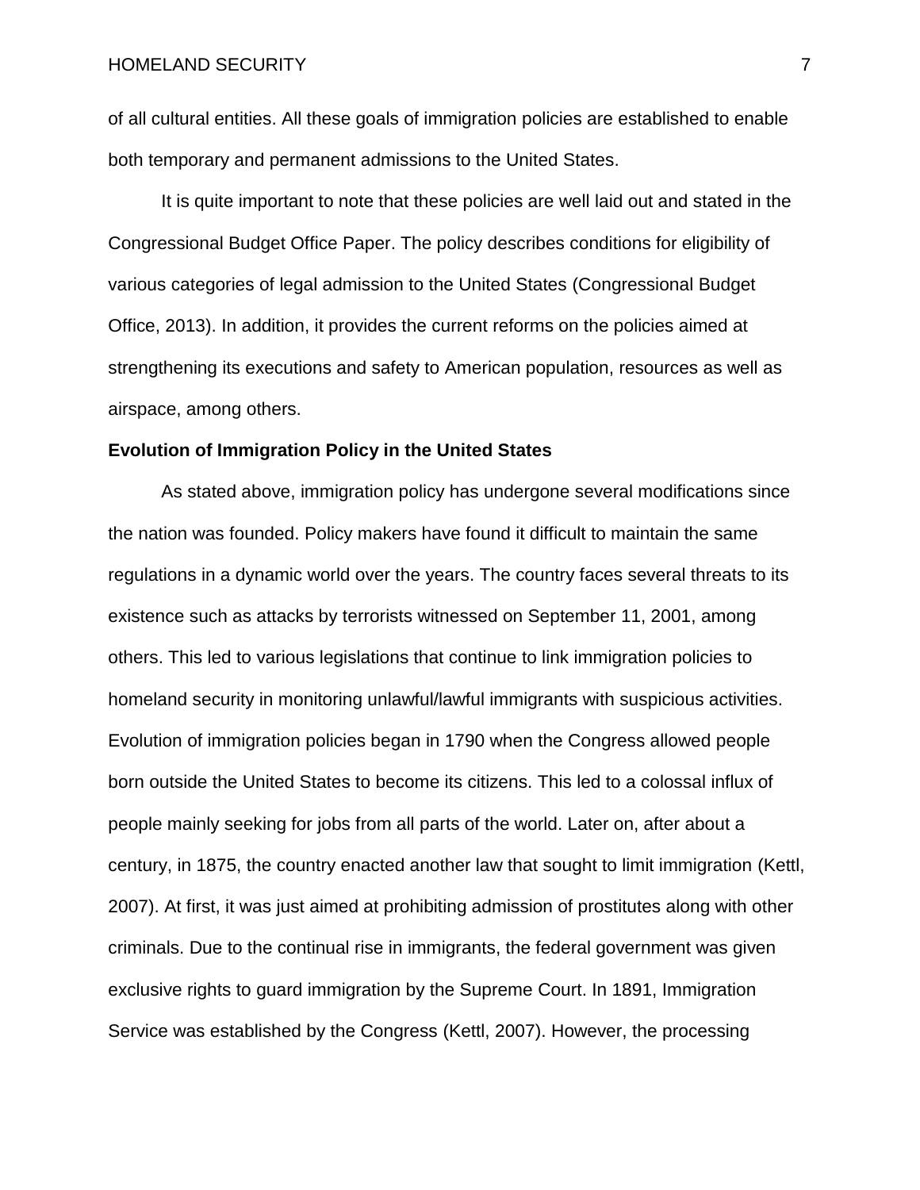of all cultural entities. All these goals of immigration policies are established to enable both temporary and permanent admissions to the United States.

It is quite important to note that these policies are well laid out and stated in the Congressional Budget Office Paper. The policy describes conditions for eligibility of various categories of legal admission to the United States (Congressional Budget Office, 2013). In addition, it provides the current reforms on the policies aimed at strengthening its executions and safety to American population, resources as well as airspace, among others.

**Evolution of Immigration Policy in the United States**

As stated above, immigration policy has undergone several modifications since the nation was founded. Policy makers have found it difficult to maintain the same regulations in a dynamic world over the years. The country faces several threats to its existence such as attacks by terrorists witnessed on September 11, 2001, among others. This led to various legislations that continue to link immigration policies to homeland security in monitoring unlawful/lawful immigrants with suspicious activities. Evolution of immigration policies began in 1790 when the Congress allowed people born outside the United States to become its citizens. This led to a colossal influx of people mainly seeking for jobs from all parts of the world. Later on, after about a century, in 1875, the country enacted another law that sought to limit immigration (Kettl, 2007). At first, it was just aimed at prohibiting admission of prostitutes along with other criminals. Due to the continual rise in immigrants, the federal government was given exclusive rights to guard immigration by the Supreme Court. In 1891, Immigration Service was established by the Congress (Kettl, 2007). However, the processing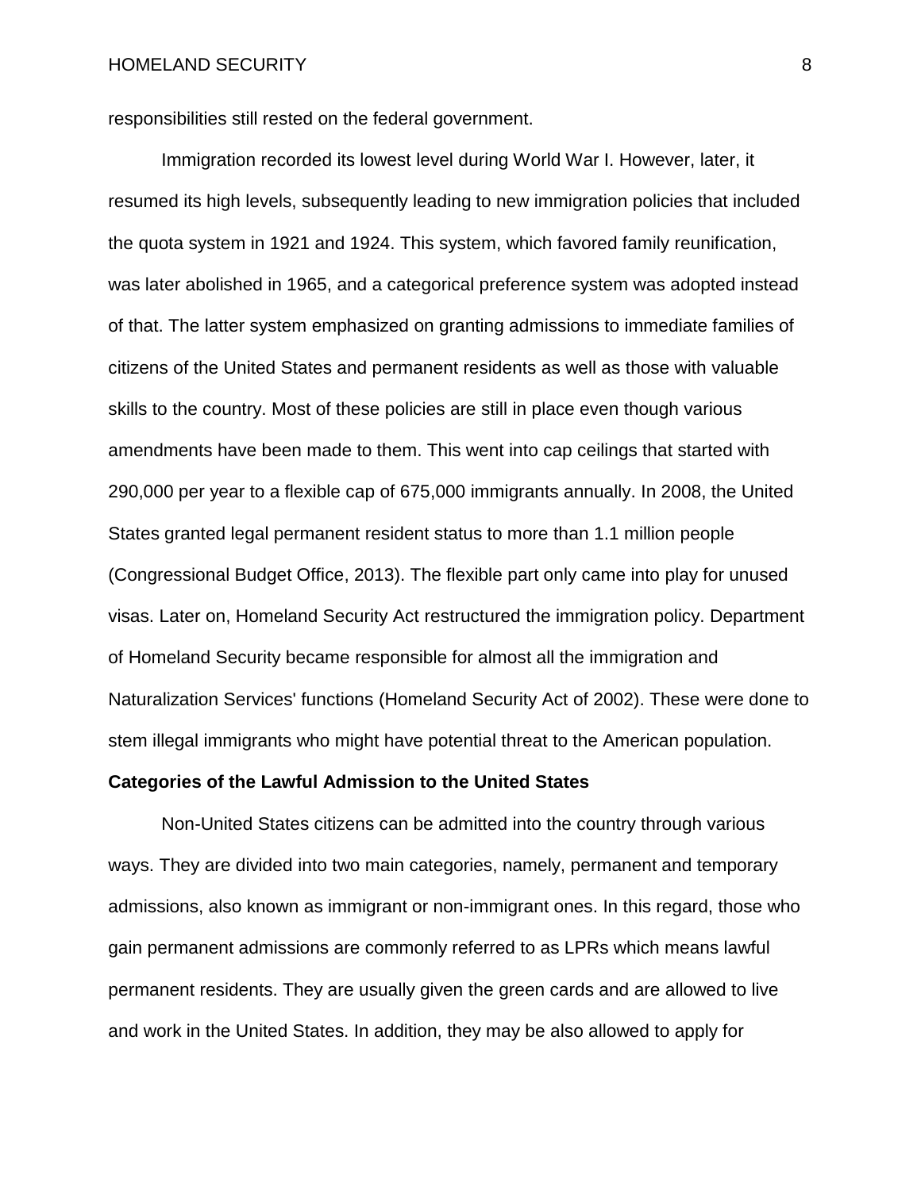responsibilities still rested on the federal government.

Immigration recorded its lowest level during World War I. However, later, it resumed its high levels, subsequently leading to new immigration policies that included the quota system in 1921 and 1924. This system, which favored family reunification, was later abolished in 1965, and a categorical preference system was adopted instead of that. The latter system emphasized on granting admissions to immediate families of citizens of the United States and permanent residents as well as those with valuable skills to the country. Most of these policies are still in place even though various amendments have been made to them. This went into cap ceilings that started with 290,000 per year to a flexible cap of 675,000 immigrants annually. In 2008, the United States granted legal permanent resident status to more than 1.1 million people (Congressional Budget Office, 2013). The flexible part only came into play for unused visas. Later on, Homeland Security Act restructured the immigration policy. Department of Homeland Security became responsible for almost all the immigration and Naturalization Services' functions (Homeland Security Act of 2002). These were done to stem illegal immigrants who might have potential threat to the American population.

**Categories of the Lawful Admission to the United States**

Non-United States citizens can be admitted into the country through various ways. They are divided into two main categories, namely, permanent and temporary admissions, also known as immigrant or non-immigrant ones. In this regard, those who gain permanent admissions are commonly referred to as LPRs which means lawful permanent residents. They are usually given the green cards and are allowed to live and work in the United States. In addition, they may be also allowed to apply for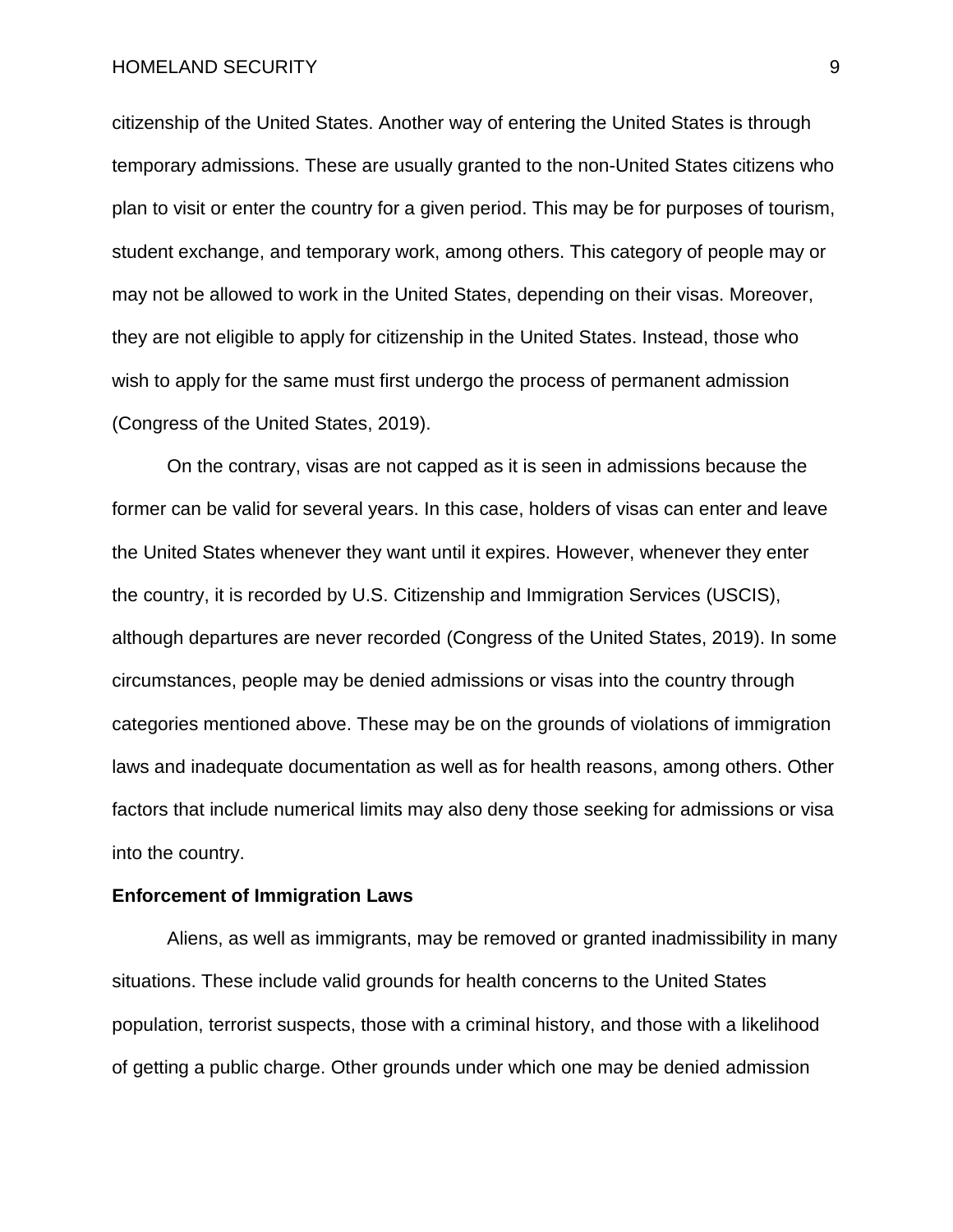citizenship of the United States. Another way of entering the United States is through temporary admissions. These are usually granted to the non-United States citizens who plan to visit or enter the country for a given period. This may be for purposes of tourism, student exchange, and temporary work, among others. This category of people may or may not be allowed to work in the United States, depending on their visas. Moreover, they are not eligible to apply for citizenship in the United States. Instead, those who wish to apply for the same must first undergo the process of permanent admission (Congress of the United States, 2019).

On the contrary, visas are not capped as it is seen in admissions because the former can be valid for several years. In this case, holders of visas can enter and leave the United States whenever they want until it expires. However, whenever they enter the country, it is recorded by U.S. Citizenship and Immigration Services (USCIS), although departures are never recorded (Congress of the United States, 2019). In some circumstances, people may be denied admissions or visas into the country through categories mentioned above. These may be on the grounds of violations of immigration laws and inadequate documentation as well as for health reasons, among others. Other factors that include numerical limits may also deny those seeking for admissions or visa into the country.

**Enforcement of Immigration Laws**

Aliens, as well as immigrants, may be removed or granted inadmissibility in many situations. These include valid grounds for health concerns to the United States population, terrorist suspects, those with a criminal history, and those with a likelihood of getting a public charge. Other grounds under which one may be denied admission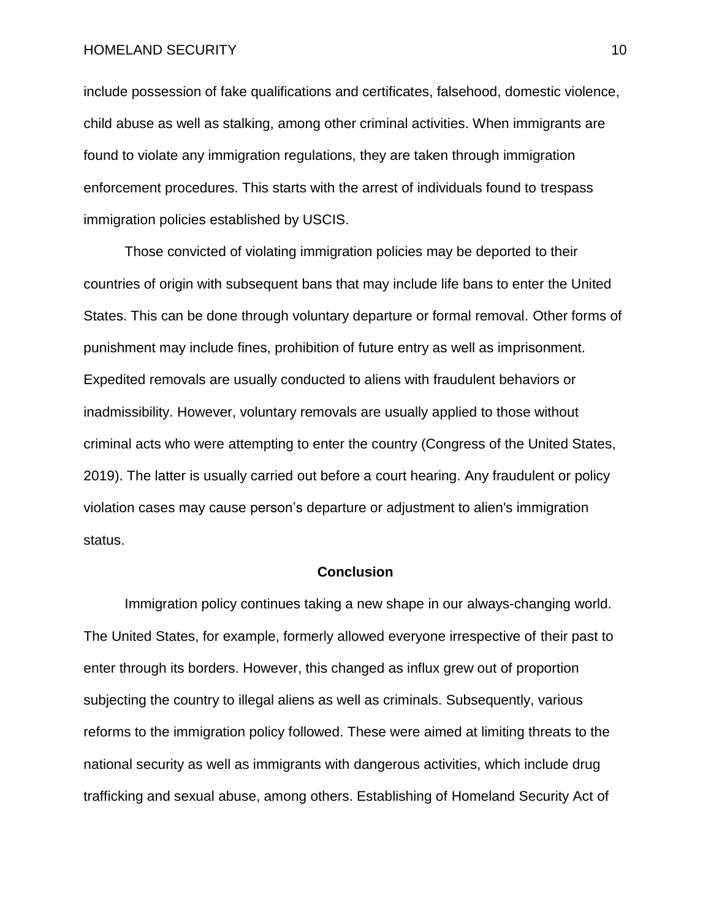include possession of fake qualifications and certificates, falsehood, domestic violence, child abuse as well as stalking, among other criminal activities. When immigrants are found to violate any immigration regulations, they are taken through immigration enforcement procedures. This starts with the arrest of individuals found to trespass immigration policies established by USCIS.

Those convicted of violating immigration policies may be deported to their countries of origin with subsequent bans that may include life bans to enter the United States. This can be done through voluntary departure or formal removal. Other forms of punishment may include fines, prohibition of future entry as well as imprisonment. Expedited removals are usually conducted to aliens with fraudulent behaviors or inadmissibility. However, voluntary removals are usually applied to those without criminal acts who were attempting to enter the country (Congress of the United States, 2019). The latter is usually carried out before a court hearing. Any fraudulent or policy violation cases may cause person's departure or adjustment to alien's immigration status.

## Conclusion

Immigration policy continues taking a new shape in our always-changing world. The United States, for example, formerly allowed everyone irrespective of their past to enter through its borders. However, this changed as influx grew out of proportion subjecting the country to illegal aliens as well as criminals. Subsequently, various reforms to the immigration policy followed. These were aimed at limiting threats to the national security as well as immigrants with dangerous activities, which include drug trafficking and sexual abuse, among others. Establishing of Homeland Security Act of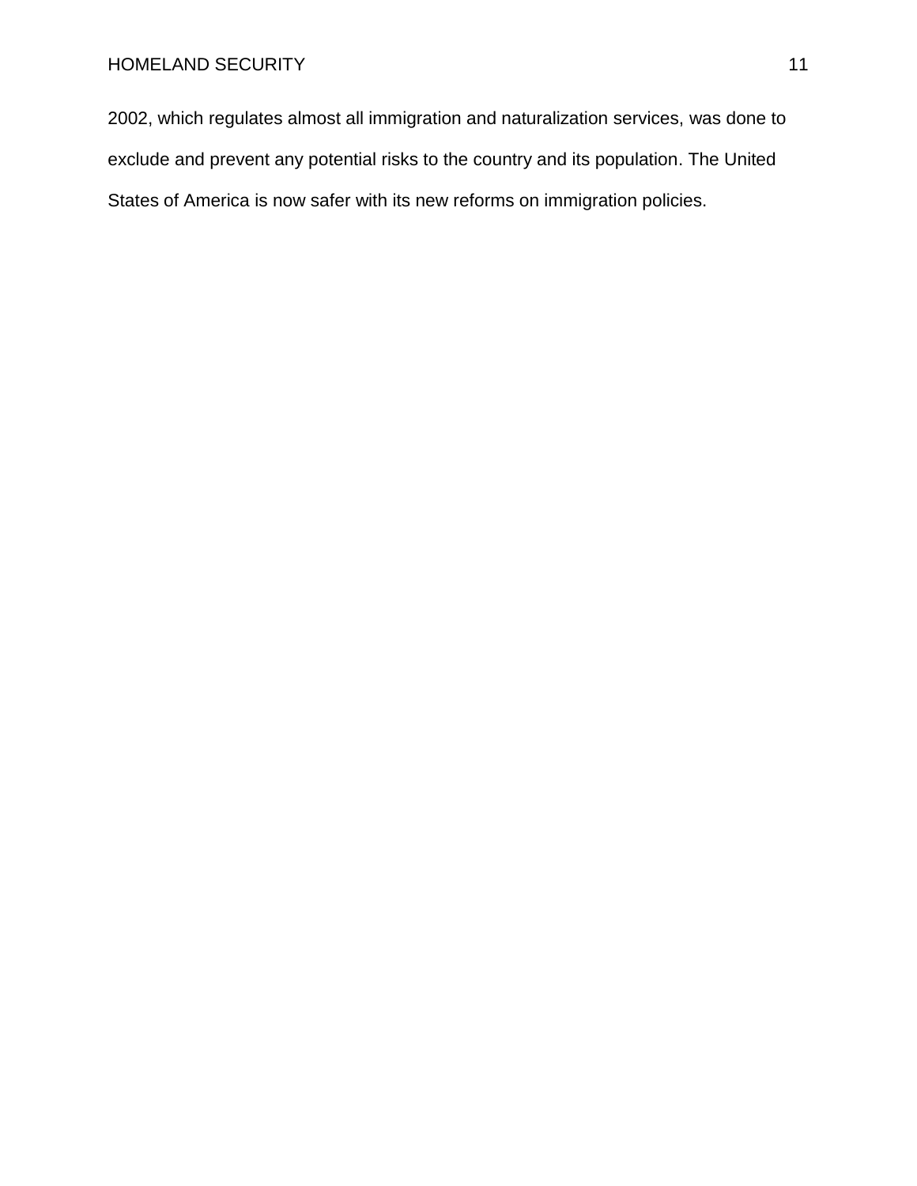2002, which regulates almost all immigration and naturalization services, was done to exclude and prevent any potential risks to the country and its population. The United States of America is now safer with its new reforms on immigration policies.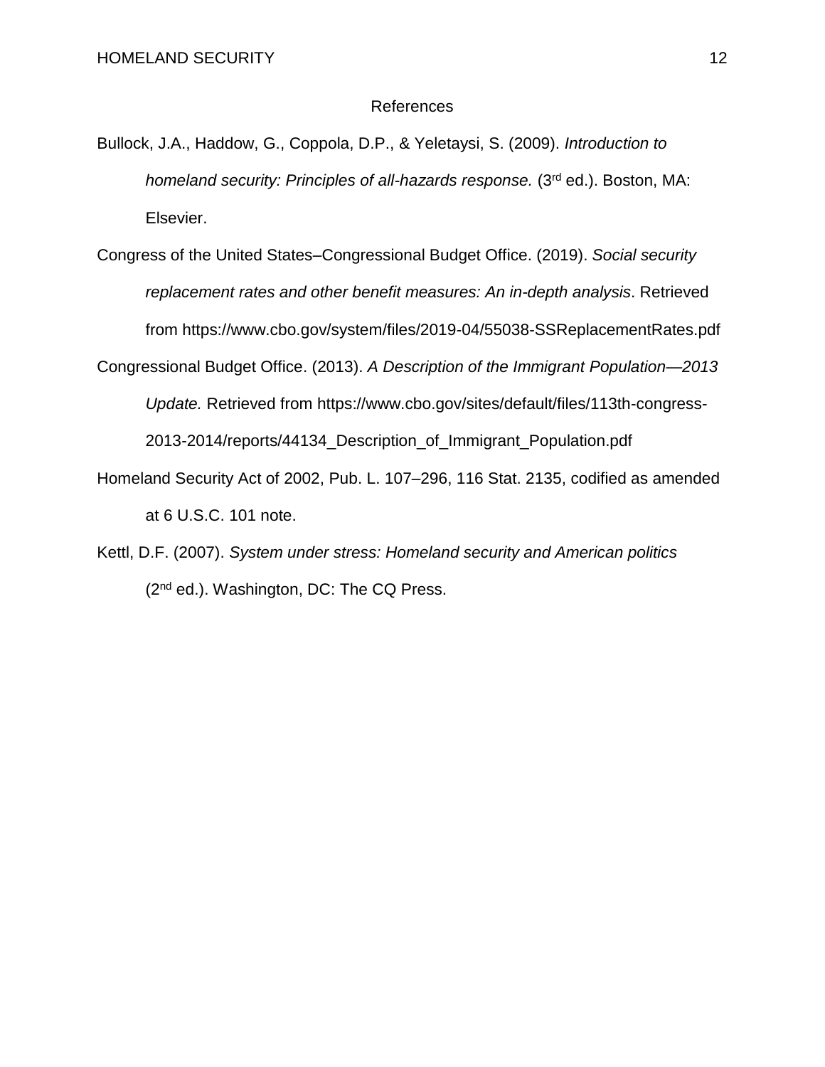# References

Bullock, J.A., Haddow, G., Coppola, D.P., & Yeletaysi, S. (2009). *Introduction to homeland security: Principles of all-hazards response.* (3rd ed.). Boston, MA: Elsevier.

Congress of the United States–Congressional Budget Office. (2019). *Social security replacement rates and other benefit measures: An in-depth analysis*. Retrieved from https://www.cbo.gov/system/files/2019-04/55038-SSReplacementRates.pdf

Congressional Budget Office. (2013). *A Description of the Immigrant Population—2013 Update.* Retrieved from https://www.cbo.gov/sites/default/files/113th-congress-2013-2014/reports/44134_Description_of_Immigrant_Population.pdf

Homeland Security Act of 2002, Pub. L. 107–296, 116 Stat. 2135, codified as amended at 6 U.S.C. 101 note.

Kettl, D.F. (2007). *System under stress: Homeland security and American politics* (2nd ed.). Washington, DC: The CQ Press.